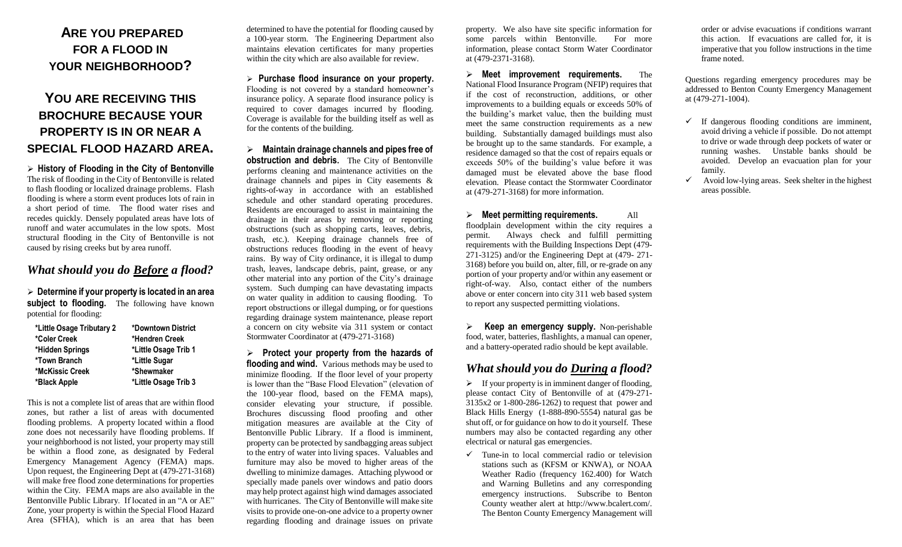# ARE YOU PREPARED FOR A FLOOD IN YOUR NEIGHBORHOOD?

## YOU ARE RECEIVING THIS BROCHURE BECAUSE YOUR PROPERTY IS IN OR NEAR A SPECIAL FLOOD HAZARD AREA.

➢ **History of Flooding in the City of Bentonville** The risk of flooding in the City of Bentonville is related to flash flooding or localized drainage problems. Flash flooding is where a storm event produces lots of rain in a short period of time. The flood water rises and recedes quickly. Densely populated areas have lots of runoff and water accumulates in the low spots. Most structural flooding in the City of Bentonville is not caused by rising creeks but by area runoff.

## *What should you do Before a flood?*

➢ **Determine if your property is located in an area subject to flooding.** The following have known potential for flooding:

| | |
|---|---|
| **\*Little Osage Tributary 2** | **\*Downtown District** |
| **\*Coler Creek** | **\*Hendren Creek** |
| **\*Hidden Springs** | **\*Little Osage Trib 1** |
| **\*Town Branch** | **\*Little Sugar** |
| **\*McKissic Creek** | **\*Shewmaker** |
| **\*Black Apple** | **\*Little Osage Trib 3** |

This is not a complete list of areas that are within flood zones, but rather a list of areas with documented flooding problems. A property located within a flood zone does not necessarily have flooding problems. If your neighborhood is not listed, your property may still be within a flood zone, as designated by Federal Emergency Management Agency (FEMA) maps. Upon request, the Engineering Dept at (479-271-3168) will make free flood zone determinations for properties within the City. FEMA maps are also available in the Bentonville Public Library. If located in an "A or AE" Zone, your property is within the Special Flood Hazard Area (SFHA), which is an area that has been determined to have the potential for flooding caused by a 100-year storm. The Engineering Department also maintains elevation certificates for many properties within the city which are also available for review.

➢ **Purchase flood insurance on your property.** Flooding is not covered by a standard homeowner's insurance policy. A separate flood insurance policy is required to cover damages incurred by flooding. Coverage is available for the building itself as well as for the contents of the building.

➢ **Maintain drainage channels and pipes free of obstruction and debris.** The City of Bentonville performs cleaning and maintenance activities on the drainage channels and pipes in City easements & rights-of-way in accordance with an established schedule and other standard operating procedures. Residents are encouraged to assist in maintaining the drainage in their areas by removing or reporting obstructions (such as shopping carts, leaves, debris, trash, etc.). Keeping drainage channels free of obstructions reduces flooding in the event of heavy rains. By way of City ordinance, it is illegal to dump trash, leaves, landscape debris, paint, grease, or any other material into any portion of the City's drainage system. Such dumping can have devastating impacts on water quality in addition to causing flooding. To report obstructions or illegal dumping, or for questions regarding drainage system maintenance, please report a concern on city website via 311 system or contact Stormwater Coordinator at (479-271-3168)

➢ **Protect your property from the hazards of flooding and wind.** Various methods may be used to minimize flooding. If the floor level of your property is lower than the "Base Flood Elevation" (elevation of the 100-year flood, based on the FEMA maps), consider elevating your structure, if possible. Brochures discussing flood proofing and other mitigation measures are available at the City of Bentonville Public Library. If a flood is imminent, property can be protected by sandbagging areas subject to the entry of water into living spaces. Valuables and furniture may also be moved to higher areas of the dwelling to minimize damages. Attaching plywood or specially made panels over windows and patio doors may help protect against high wind damages associated with hurricanes. The City of Bentonville will make site visits to provide one-on-one advice to a property owner regarding flooding and drainage issues on private property. We also have site specific information for some parcels within Bentonville. For more information, please contact Storm Water Coordinator at (479-2371-3168).

➢ **Meet improvement requirements.** The National Flood Insurance Program (NFIP) requires that if the cost of reconstruction, additions, or other improvements to a building equals or exceeds 50% of the building's market value, then the building must meet the same construction requirements as a new building. Substantially damaged buildings must also be brought up to the same standards. For example, a residence damaged so that the cost of repairs equals or exceeds 50% of the building's value before it was damaged must be elevated above the base flood elevation. Please contact the Stormwater Coordinator at (479-271-3168) for more information.

➢ **Meet permitting requirements.** All floodplain development within the city requires a permit. Always check and fulfill permitting requirements with the Building Inspections Dept (479-271-3125) and/or the Engineering Dept at (479- 271-3168) before you build on, alter, fill, or re-grade on any portion of your property and/or within any easement or right-of-way. Also, contact either of the numbers above or enter concern into city 311 web based system to report any suspected permitting violations.

➢ **Keep an emergency supply.** Non-perishable food, water, batteries, flashlights, a manual can opener, and a battery-operated radio should be kept available.

## *What should you do During a flood?*

➢ If your property is in imminent danger of flooding, please contact City of Bentonville of at (479-271-3135x2 or 1-800-286-1262) to request that power and Black Hills Energy (1-888-890-5554) natural gas be shut off, or for guidance on how to do it yourself. These numbers may also be contacted regarding any other electrical or natural gas emergencies.

✓ Tune-in to local commercial radio or television stations such as (KFSM or KNWA), or NOAA Weather Radio (frequency 162.400) for Watch and Warning Bulletins and any corresponding emergency instructions. Subscribe to Benton County weather alert at http://www.bcalert.com/. The Benton County Emergency Management will order or advise evacuations if conditions warrant this action. If evacuations are called for, it is imperative that you follow instructions in the time frame noted.

Questions regarding emergency procedures may be addressed to Benton County Emergency Management at (479-271-1004).

✓ If dangerous flooding conditions are imminent, avoid driving a vehicle if possible. Do not attempt to drive or wade through deep pockets of water or running washes. Unstable banks should be avoided. Develop an evacuation plan for your family.

✓ Avoid low-lying areas. Seek shelter in the highest areas possible.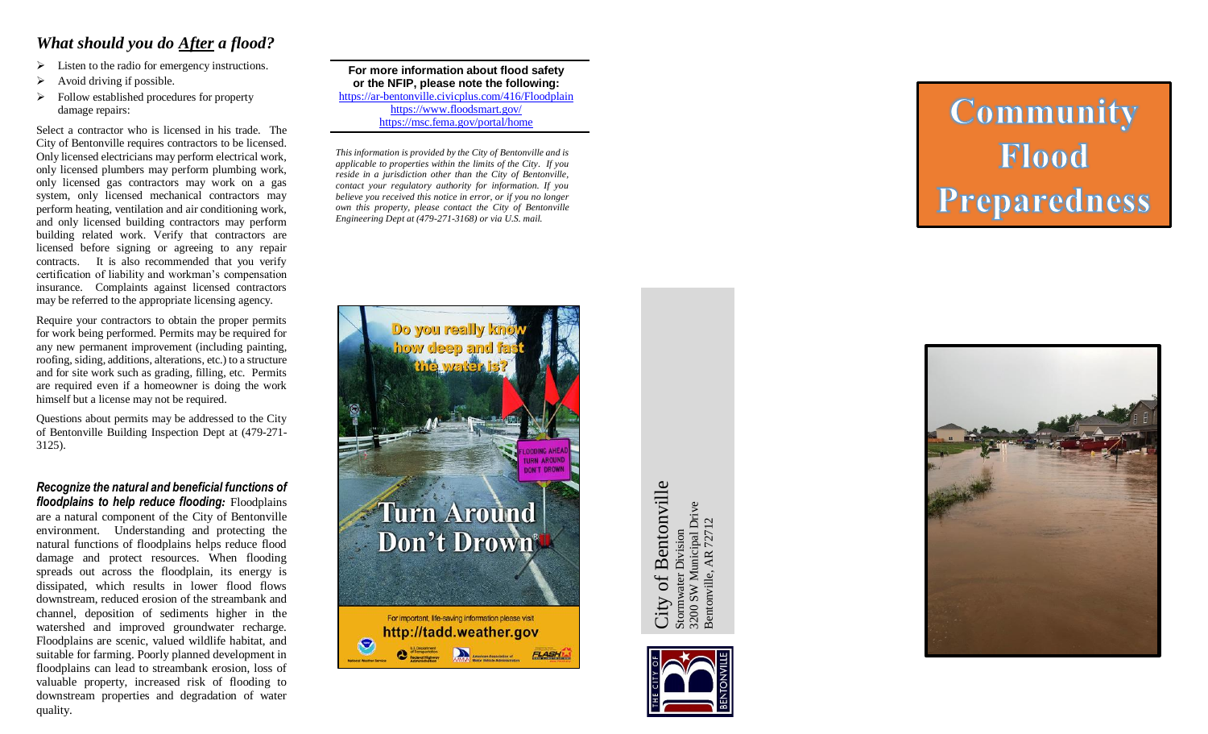## *What should you do* ***After*** *a flood?*

- Listen to the radio for emergency instructions.
- Avoid driving if possible.
- Follow established procedures for property damage repairs:

Select a contractor who is licensed in his trade. The City of Bentonville requires contractors to be licensed. Only licensed electricians may perform electrical work, only licensed plumbers may perform plumbing work, only licensed gas contractors may work on a gas system, only licensed mechanical contractors may perform heating, ventilation and air conditioning work, and only licensed building contractors may perform building related work. Verify that contractors are licensed before signing or agreeing to any repair contracts. It is also recommended that you verify certification of liability and workman's compensation insurance. Complaints against licensed contractors may be referred to the appropriate licensing agency.

Require your contractors to obtain the proper permits for work being performed. Permits may be required for any new permanent improvement (including painting, roofing, siding, additions, alterations, etc.) to a structure and for site work such as grading, filling, etc. Permits are required even if a homeowner is doing the work himself but a license may not be required.

Questions about permits may be addressed to the City of Bentonville Building Inspection Dept at (479-271-3125).

***Recognize the natural and beneficial functions of floodplains to help reduce flooding:*** Floodplains are a natural component of the City of Bentonville environment. Understanding and protecting the natural functions of floodplains helps reduce flood damage and protect resources. When flooding spreads out across the floodplain, its energy is dissipated, which results in lower flood flows downstream, reduced erosion of the streambank and channel, deposition of sediments higher in the watershed and improved groundwater recharge. Floodplains are scenic, valued wildlife habitat, and suitable for farming. Poorly planned development in floodplains can lead to streambank erosion, loss of valuable property, increased risk of flooding to downstream properties and degradation of water quality.

**For more information about flood safety or the NFIP, please note the following:**

https://ar-bentonville.civicplus.com/416/Floodplain
https://www.floodsmart.gov/
https://msc.fema.gov/portal/home

*This information is provided by the City of Bentonville and is applicable to properties within the limits of the City. If you reside in a jurisdiction other than the City of Bentonville, contact your regulatory authority for information. If you believe you received this notice in error, or if you no longer own this property, please contact the City of Bentonville Engineering Dept at (479-271-3168) or via U.S. mail.*

Do you really know how deep and fast the water is?

FLOODING AHEAD TURN AROUND DON'T DROWN

Turn Around Don't Drown®

For important, life-saving information please visit
http://tadd.weather.gov

City of Bentonville
Stormwater Division
3200 SW Municipal Drive
Bentonville, AR 72712

THE CITY OF BENTONVILLE

# Community Flood Preparedness